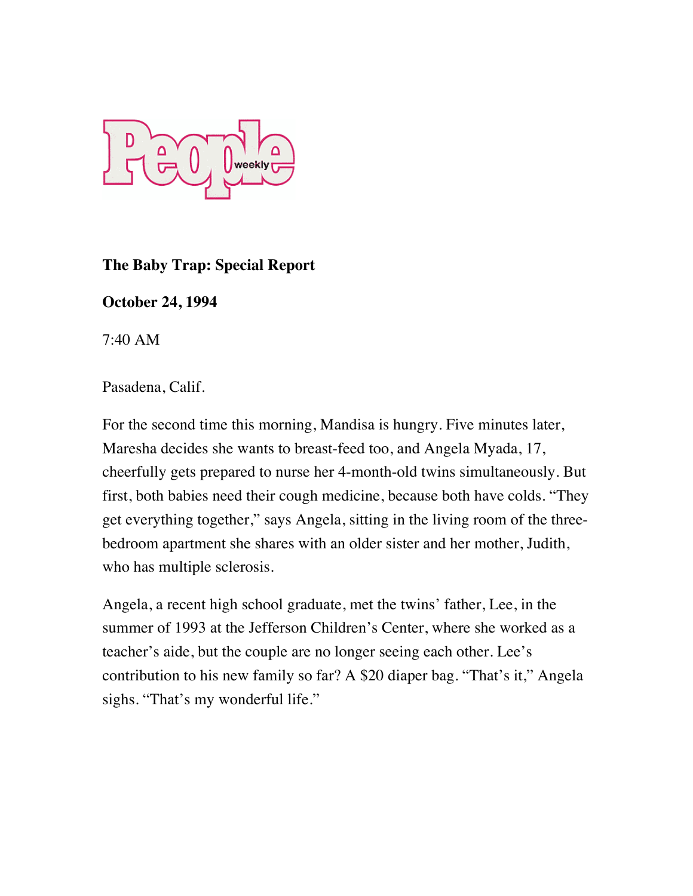People weekly

**The Baby Trap: Special Report**

**October 24, 1994**

7:40 AM

Pasadena, Calif.

For the second time this morning, Mandisa is hungry. Five minutes later, Maresha decides she wants to breast-feed too, and Angela Myada, 17, cheerfully gets prepared to nurse her 4-month-old twins simultaneously. But first, both babies need their cough medicine, because both have colds. "They get everything together," says Angela, sitting in the living room of the three-bedroom apartment she shares with an older sister and her mother, Judith, who has multiple sclerosis.

Angela, a recent high school graduate, met the twins' father, Lee, in the summer of 1993 at the Jefferson Children's Center, where she worked as a teacher's aide, but the couple are no longer seeing each other. Lee's contribution to his new family so far? A $20 diaper bag. "That's it," Angela sighs. "That's my wonderful life."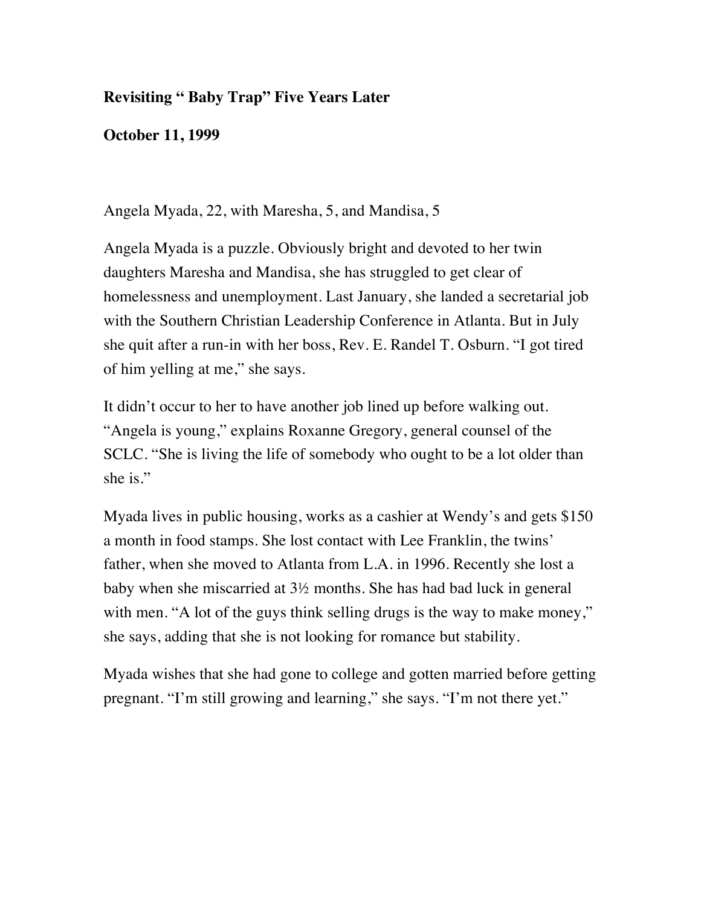**Revisiting " Baby Trap" Five Years Later**

**October 11, 1999**

Angela Myada, 22, with Maresha, 5, and Mandisa, 5

Angela Myada is a puzzle. Obviously bright and devoted to her twin daughters Maresha and Mandisa, she has struggled to get clear of homelessness and unemployment. Last January, she landed a secretarial job with the Southern Christian Leadership Conference in Atlanta. But in July she quit after a run-in with her boss, Rev. E. Randel T. Osburn. "I got tired of him yelling at me," she says.

It didn't occur to her to have another job lined up before walking out. "Angela is young," explains Roxanne Gregory, general counsel of the SCLC. "She is living the life of somebody who ought to be a lot older than she is."

Myada lives in public housing, works as a cashier at Wendy's and gets $150 a month in food stamps. She lost contact with Lee Franklin, the twins' father, when she moved to Atlanta from L.A. in 1996. Recently she lost a baby when she miscarried at 3½ months. She has had bad luck in general with men. "A lot of the guys think selling drugs is the way to make money," she says, adding that she is not looking for romance but stability.

Myada wishes that she had gone to college and gotten married before getting pregnant. "I'm still growing and learning," she says. "I'm not there yet."